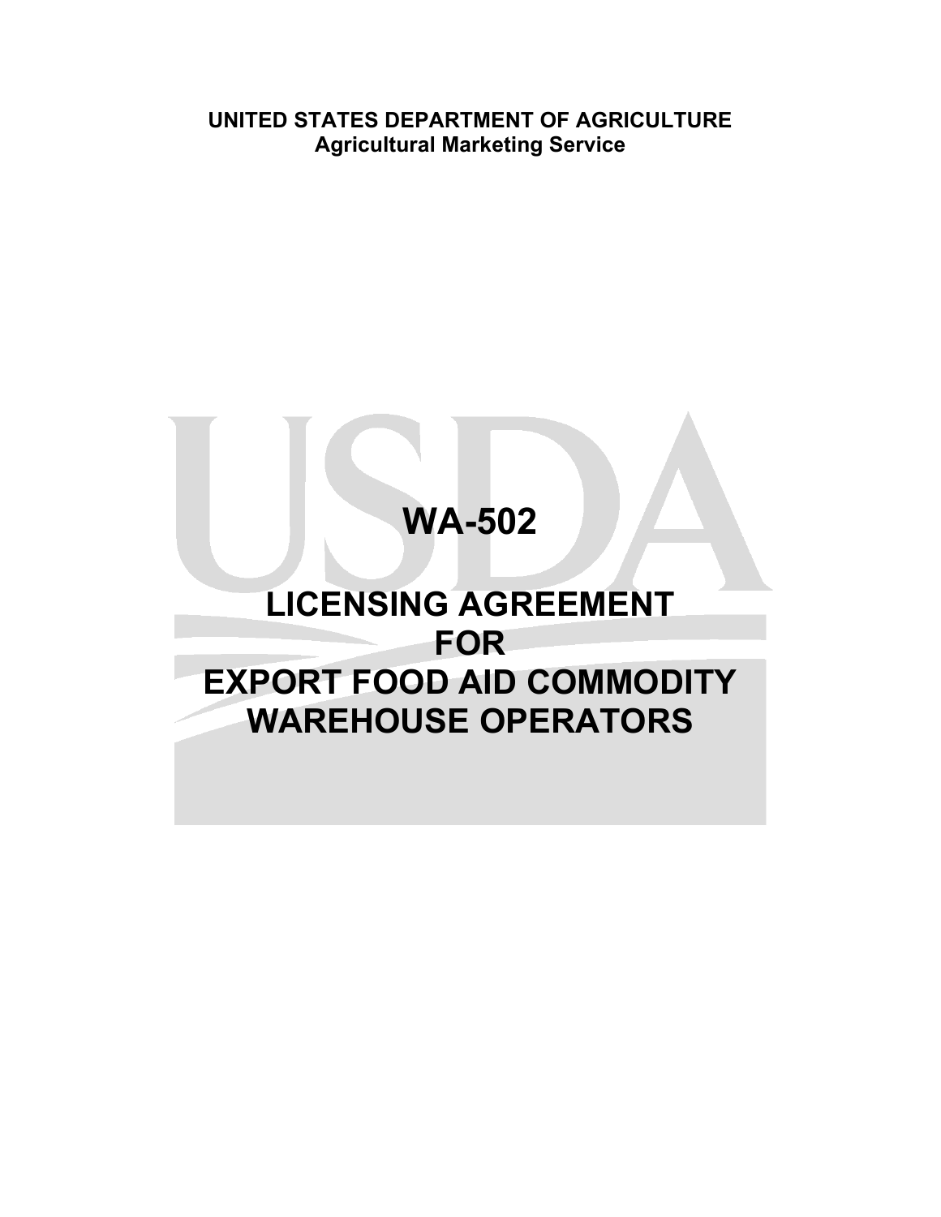**UNITED STATES DEPARTMENT OF AGRICULTURE**
**Agricultural Marketing Service**

# WA-502

# LICENSING AGREEMENT FOR EXPORT FOOD AID COMMODITY WAREHOUSE OPERATORS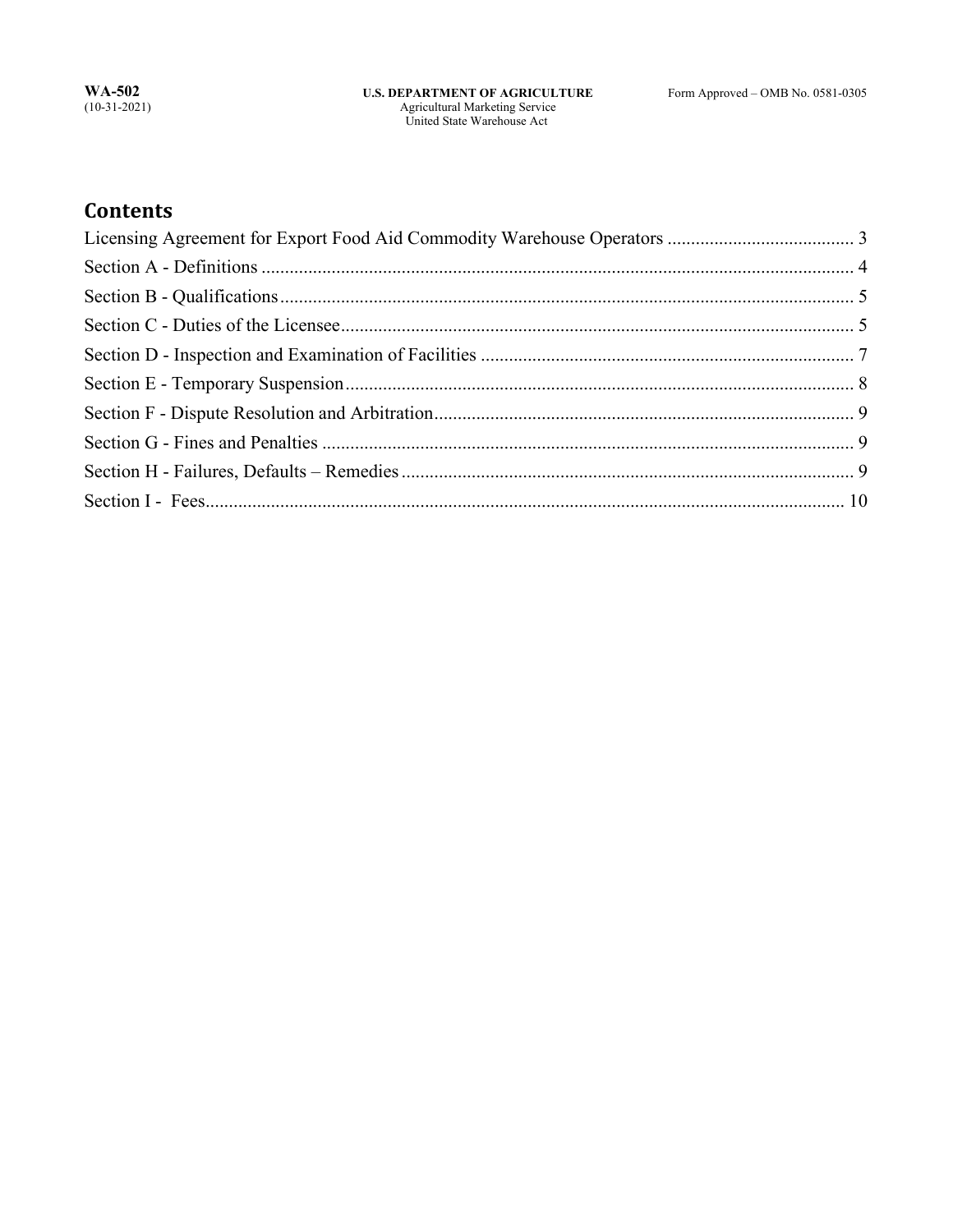## Contents

Licensing Agreement for Export Food Aid Commodity Warehouse Operators ........................................ 3
Section A - Definitions ............................................................................................................ 4
Section B - Qualifications ........................................................................................................ 5
Section C - Duties of the Licensee ............................................................................................ 5
Section D - Inspection and Examination of Facilities ............................................................... 7
Section E - Temporary Suspension ........................................................................................... 8
Section F - Dispute Resolution and Arbitration ......................................................................... 9
Section G - Fines and Penalties ................................................................................................ 9
Section H - Failures, Defaults – Remedies ............................................................................... 9
Section I - Fees ....................................................................................................................... 10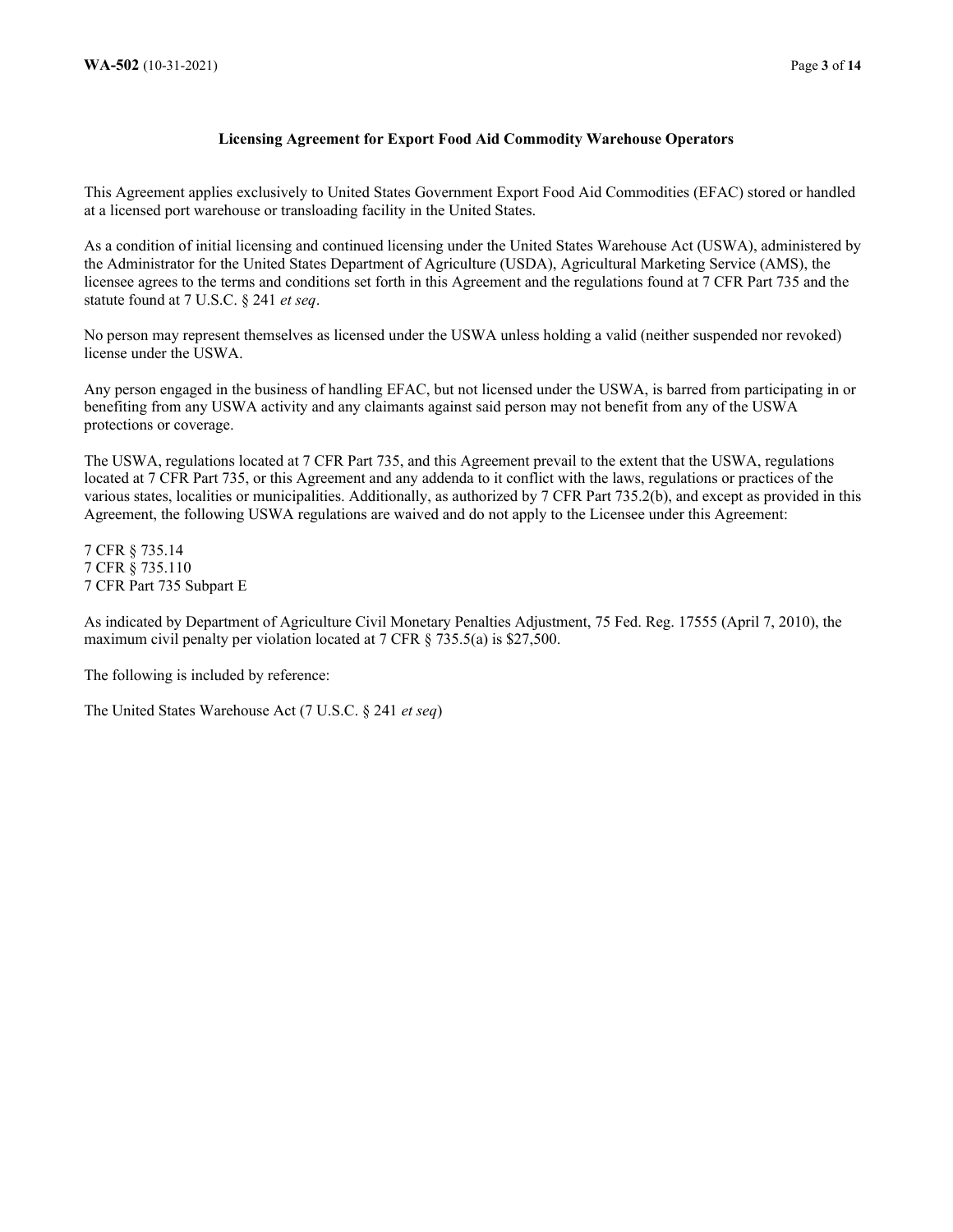## Licensing Agreement for Export Food Aid Commodity Warehouse Operators

This Agreement applies exclusively to United States Government Export Food Aid Commodities (EFAC) stored or handled at a licensed port warehouse or transloading facility in the United States.

As a condition of initial licensing and continued licensing under the United States Warehouse Act (USWA), administered by the Administrator for the United States Department of Agriculture (USDA), Agricultural Marketing Service (AMS), the licensee agrees to the terms and conditions set forth in this Agreement and the regulations found at 7 CFR Part 735 and the statute found at 7 U.S.C. § 241 *et seq*.

No person may represent themselves as licensed under the USWA unless holding a valid (neither suspended nor revoked) license under the USWA.

Any person engaged in the business of handling EFAC, but not licensed under the USWA, is barred from participating in or benefiting from any USWA activity and any claimants against said person may not benefit from any of the USWA protections or coverage.

The USWA, regulations located at 7 CFR Part 735, and this Agreement prevail to the extent that the USWA, regulations located at 7 CFR Part 735, or this Agreement and any addenda to it conflict with the laws, regulations or practices of the various states, localities or municipalities. Additionally, as authorized by 7 CFR Part 735.2(b), and except as provided in this Agreement, the following USWA regulations are waived and do not apply to the Licensee under this Agreement:

7 CFR § 735.14
7 CFR § 735.110
7 CFR Part 735 Subpart E

As indicated by Department of Agriculture Civil Monetary Penalties Adjustment, 75 Fed. Reg. 17555 (April 7, 2010), the maximum civil penalty per violation located at 7 CFR § 735.5(a) is $27,500.

The following is included by reference:

The United States Warehouse Act (7 U.S.C. § 241 *et seq*)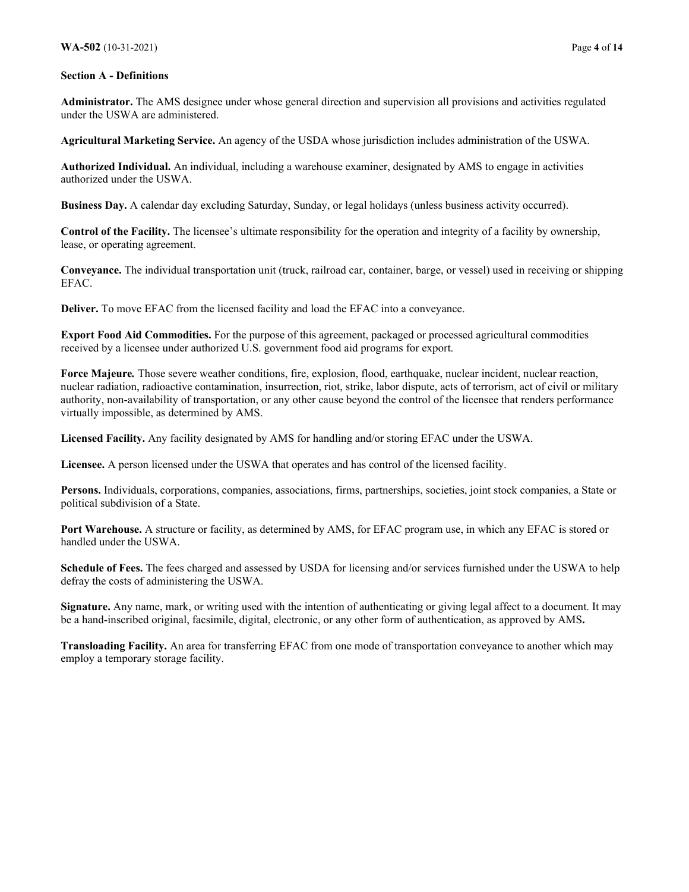**Section A - Definitions**

**Administrator.** The AMS designee under whose general direction and supervision all provisions and activities regulated under the USWA are administered.

**Agricultural Marketing Service.** An agency of the USDA whose jurisdiction includes administration of the USWA.

**Authorized Individual.** An individual, including a warehouse examiner, designated by AMS to engage in activities authorized under the USWA.

**Business Day.** A calendar day excluding Saturday, Sunday, or legal holidays (unless business activity occurred).

**Control of the Facility.** The licensee's ultimate responsibility for the operation and integrity of a facility by ownership, lease, or operating agreement.

**Conveyance.** The individual transportation unit (truck, railroad car, container, barge, or vessel) used in receiving or shipping EFAC.

**Deliver.** To move EFAC from the licensed facility and load the EFAC into a conveyance.

**Export Food Aid Commodities.** For the purpose of this agreement, packaged or processed agricultural commodities received by a licensee under authorized U.S. government food aid programs for export.

**Force Majeure***.* Those severe weather conditions, fire, explosion, flood, earthquake, nuclear incident, nuclear reaction, nuclear radiation, radioactive contamination, insurrection, riot, strike, labor dispute, acts of terrorism, act of civil or military authority, non-availability of transportation, or any other cause beyond the control of the licensee that renders performance virtually impossible, as determined by AMS.

**Licensed Facility.** Any facility designated by AMS for handling and/or storing EFAC under the USWA.

**Licensee.** A person licensed under the USWA that operates and has control of the licensed facility.

**Persons.** Individuals, corporations, companies, associations, firms, partnerships, societies, joint stock companies, a State or political subdivision of a State.

**Port Warehouse.** A structure or facility, as determined by AMS, for EFAC program use, in which any EFAC is stored or handled under the USWA.

**Schedule of Fees.** The fees charged and assessed by USDA for licensing and/or services furnished under the USWA to help defray the costs of administering the USWA.

**Signature.** Any name, mark, or writing used with the intention of authenticating or giving legal affect to a document. It may be a hand-inscribed original, facsimile, digital, electronic, or any other form of authentication, as approved by AMS**.**

**Transloading Facility.** An area for transferring EFAC from one mode of transportation conveyance to another which may employ a temporary storage facility.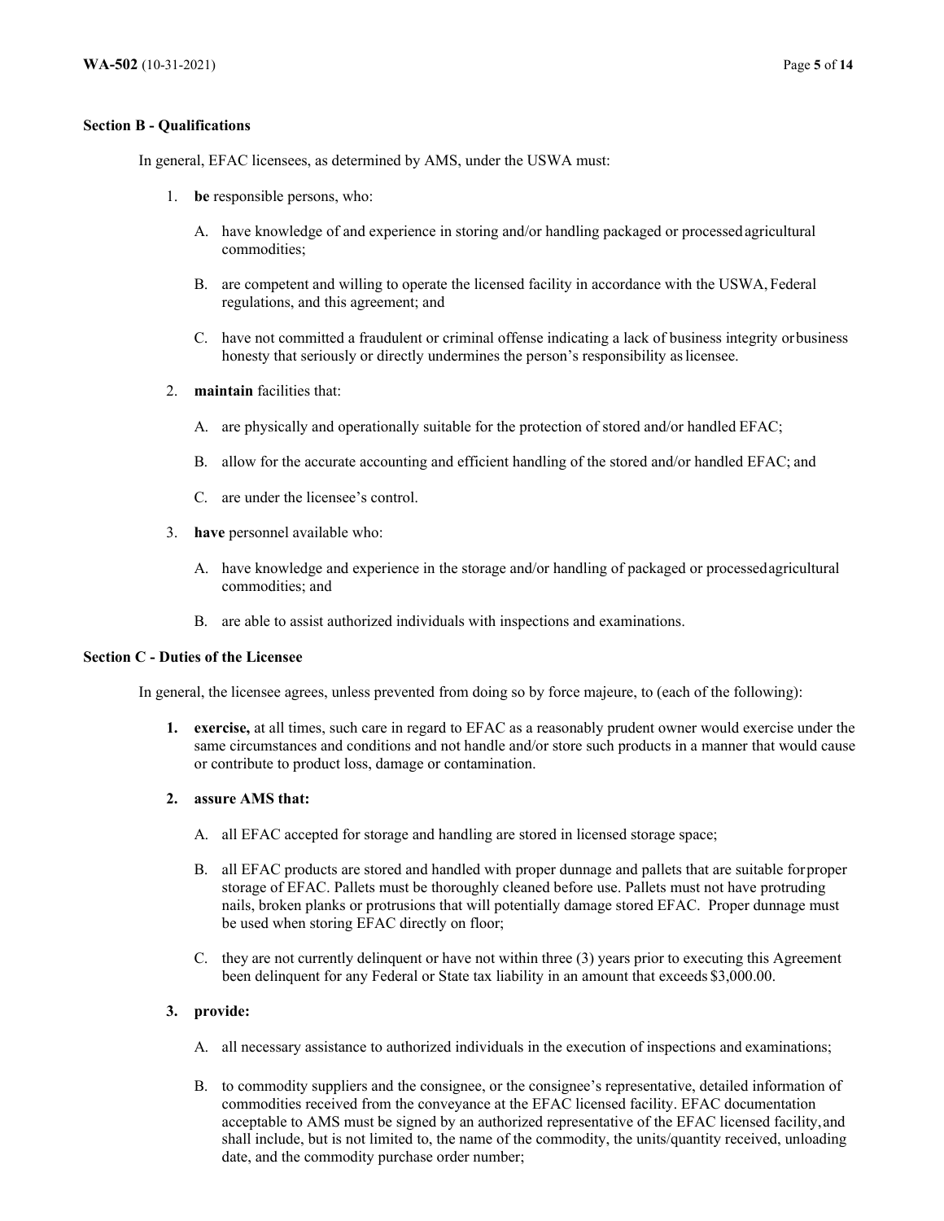**Section B - Qualifications**

In general, EFAC licensees, as determined by AMS, under the USWA must:

1. **be** responsible persons, who:

   A. have knowledge of and experience in storing and/or handling packaged or processed agricultural commodities;

   B. are competent and willing to operate the licensed facility in accordance with the USWA, Federal regulations, and this agreement; and

   C. have not committed a fraudulent or criminal offense indicating a lack of business integrity or business honesty that seriously or directly undermines the person's responsibility as licensee.

2. **maintain** facilities that:

   A. are physically and operationally suitable for the protection of stored and/or handled EFAC;

   B. allow for the accurate accounting and efficient handling of the stored and/or handled EFAC; and

   C. are under the licensee's control.

3. **have** personnel available who:

   A. have knowledge and experience in the storage and/or handling of packaged or processed agricultural commodities; and

   B. are able to assist authorized individuals with inspections and examinations.

**Section C - Duties of the Licensee**

In general, the licensee agrees, unless prevented from doing so by force majeure, to (each of the following):

1. **exercise,** at all times, such care in regard to EFAC as a reasonably prudent owner would exercise under the same circumstances and conditions and not handle and/or store such products in a manner that would cause or contribute to product loss, damage or contamination.

2. **assure AMS that:**

   A. all EFAC accepted for storage and handling are stored in licensed storage space;

   B. all EFAC products are stored and handled with proper dunnage and pallets that are suitable for proper storage of EFAC. Pallets must be thoroughly cleaned before use. Pallets must not have protruding nails, broken planks or protrusions that will potentially damage stored EFAC. Proper dunnage must be used when storing EFAC directly on floor;

   C. they are not currently delinquent or have not within three (3) years prior to executing this Agreement been delinquent for any Federal or State tax liability in an amount that exceeds $3,000.00.

3. **provide:**

   A. all necessary assistance to authorized individuals in the execution of inspections and examinations;

   B. to commodity suppliers and the consignee, or the consignee's representative, detailed information of commodities received from the conveyance at the EFAC licensed facility. EFAC documentation acceptable to AMS must be signed by an authorized representative of the EFAC licensed facility, and shall include, but is not limited to, the name of the commodity, the units/quantity received, unloading date, and the commodity purchase order number;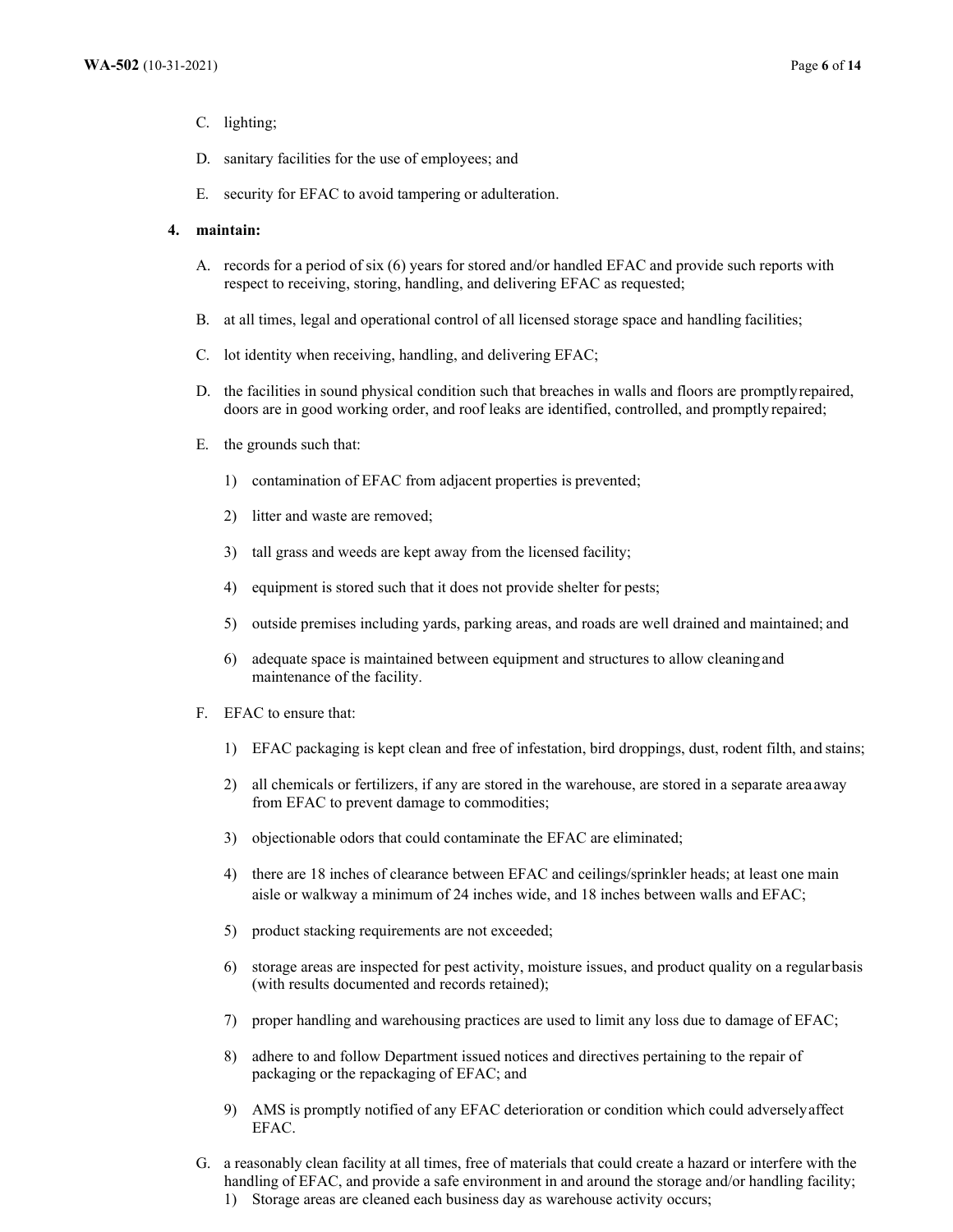C. lighting;

D. sanitary facilities for the use of employees; and

E. security for EFAC to avoid tampering or adulteration.

**4. maintain:**

A. records for a period of six (6) years for stored and/or handled EFAC and provide such reports with respect to receiving, storing, handling, and delivering EFAC as requested;

B. at all times, legal and operational control of all licensed storage space and handling facilities;

C. lot identity when receiving, handling, and delivering EFAC;

D. the facilities in sound physical condition such that breaches in walls and floors are promptly repaired, doors are in good working order, and roof leaks are identified, controlled, and promptly repaired;

E. the grounds such that:

1) contamination of EFAC from adjacent properties is prevented;

2) litter and waste are removed;

3) tall grass and weeds are kept away from the licensed facility;

4) equipment is stored such that it does not provide shelter for pests;

5) outside premises including yards, parking areas, and roads are well drained and maintained; and

6) adequate space is maintained between equipment and structures to allow cleaning and maintenance of the facility.

F. EFAC to ensure that:

1) EFAC packaging is kept clean and free of infestation, bird droppings, dust, rodent filth, and stains;

2) all chemicals or fertilizers, if any are stored in the warehouse, are stored in a separate area away from EFAC to prevent damage to commodities;

3) objectionable odors that could contaminate the EFAC are eliminated;

4) there are 18 inches of clearance between EFAC and ceilings/sprinkler heads; at least one main aisle or walkway a minimum of 24 inches wide, and 18 inches between walls and EFAC;

5) product stacking requirements are not exceeded;

6) storage areas are inspected for pest activity, moisture issues, and product quality on a regular basis (with results documented and records retained);

7) proper handling and warehousing practices are used to limit any loss due to damage of EFAC;

8) adhere to and follow Department issued notices and directives pertaining to the repair of packaging or the repackaging of EFAC; and

9) AMS is promptly notified of any EFAC deterioration or condition which could adversely affect EFAC.

G. a reasonably clean facility at all times, free of materials that could create a hazard or interfere with the handling of EFAC, and provide a safe environment in and around the storage and/or handling facility;

1) Storage areas are cleaned each business day as warehouse activity occurs;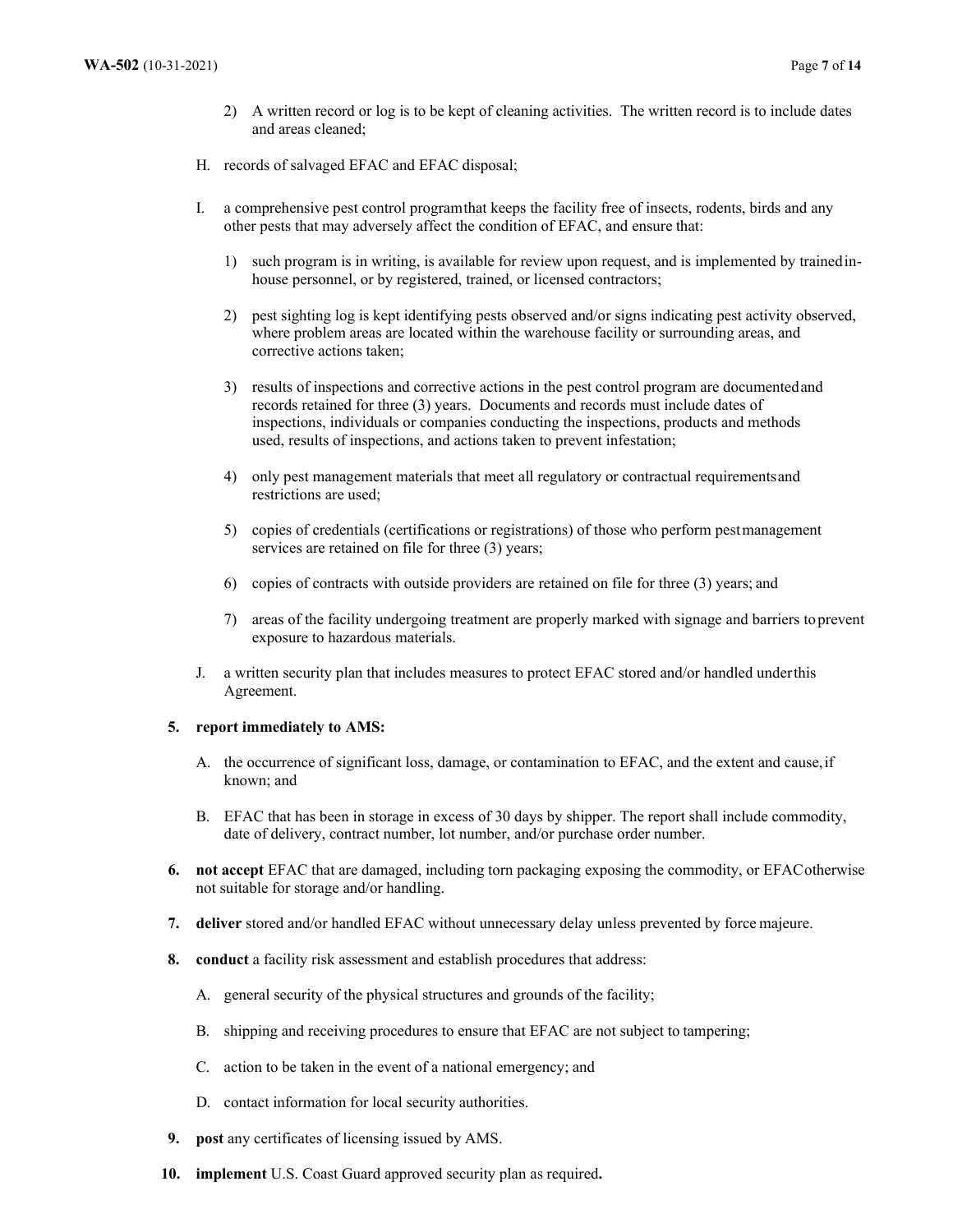2) A written record or log is to be kept of cleaning activities. The written record is to include dates and areas cleaned;

H. records of salvaged EFAC and EFAC disposal;

I. a comprehensive pest control program that keeps the facility free of insects, rodents, birds and any other pests that may adversely affect the condition of EFAC, and ensure that:

1) such program is in writing, is available for review upon request, and is implemented by trained in-house personnel, or by registered, trained, or licensed contractors;

2) pest sighting log is kept identifying pests observed and/or signs indicating pest activity observed, where problem areas are located within the warehouse facility or surrounding areas, and corrective actions taken;

3) results of inspections and corrective actions in the pest control program are documented and records retained for three (3) years. Documents and records must include dates of inspections, individuals or companies conducting the inspections, products and methods used, results of inspections, and actions taken to prevent infestation;

4) only pest management materials that meet all regulatory or contractual requirements and restrictions are used;

5) copies of credentials (certifications or registrations) of those who perform pest management services are retained on file for three (3) years;

6) copies of contracts with outside providers are retained on file for three (3) years; and

7) areas of the facility undergoing treatment are properly marked with signage and barriers to prevent exposure to hazardous materials.

J. a written security plan that includes measures to protect EFAC stored and/or handled under this Agreement.

**5. report immediately to AMS:**

A. the occurrence of significant loss, damage, or contamination to EFAC, and the extent and cause, if known; and

B. EFAC that has been in storage in excess of 30 days by shipper. The report shall include commodity, date of delivery, contract number, lot number, and/or purchase order number.

**6. not accept** EFAC that are damaged, including torn packaging exposing the commodity, or EFAC otherwise not suitable for storage and/or handling.

**7. deliver** stored and/or handled EFAC without unnecessary delay unless prevented by force majeure.

**8. conduct** a facility risk assessment and establish procedures that address:

A. general security of the physical structures and grounds of the facility;

B. shipping and receiving procedures to ensure that EFAC are not subject to tampering;

C. action to be taken in the event of a national emergency; and

D. contact information for local security authorities.

**9. post** any certificates of licensing issued by AMS.

**10. implement** U.S. Coast Guard approved security plan as required**.**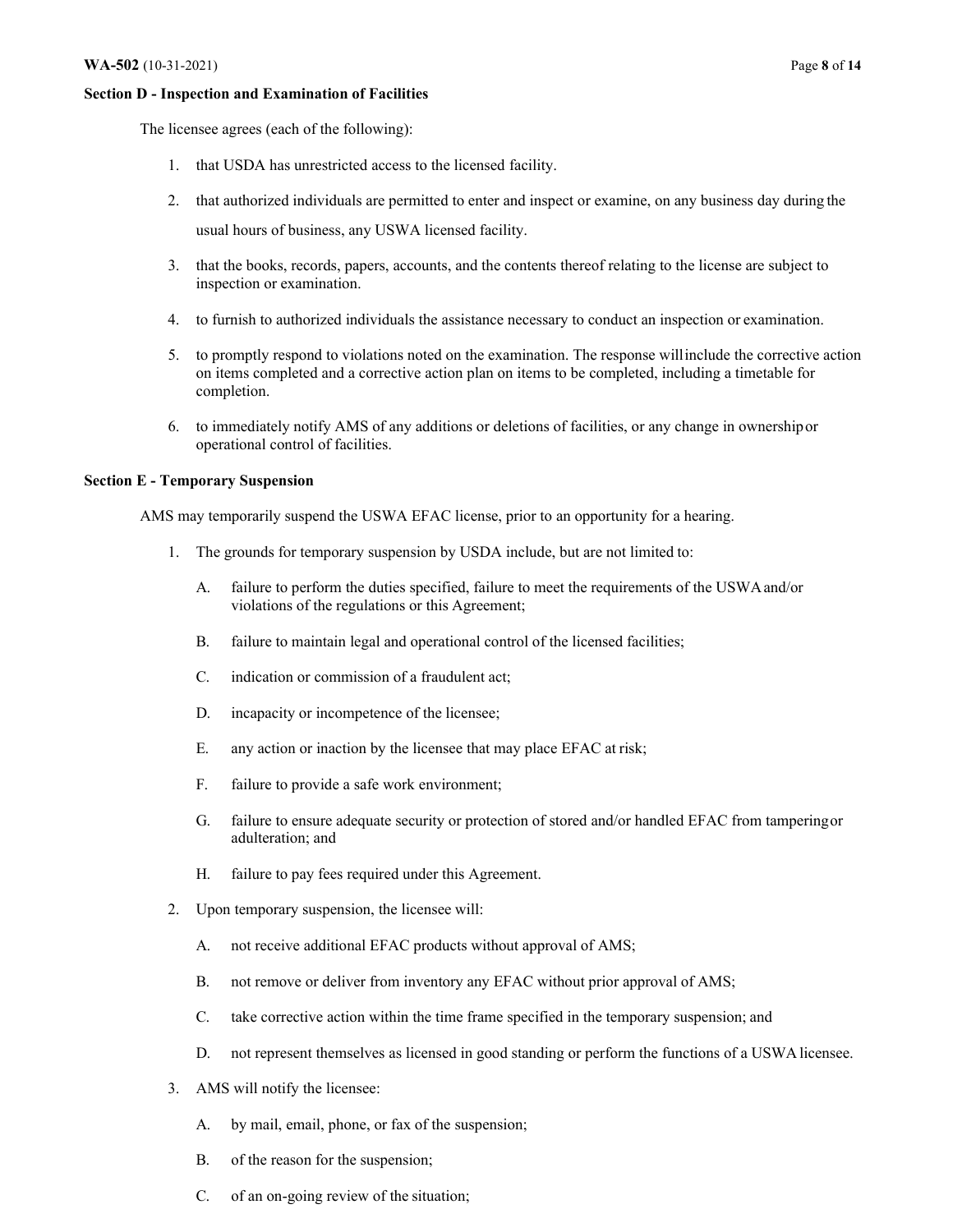**Section D - Inspection and Examination of Facilities**

The licensee agrees (each of the following):

1. that USDA has unrestricted access to the licensed facility.
2. that authorized individuals are permitted to enter and inspect or examine, on any business day during the usual hours of business, any USWA licensed facility.
3. that the books, records, papers, accounts, and the contents thereof relating to the license are subject to inspection or examination.
4. to furnish to authorized individuals the assistance necessary to conduct an inspection or examination.
5. to promptly respond to violations noted on the examination. The response will include the corrective action on items completed and a corrective action plan on items to be completed, including a timetable for completion.
6. to immediately notify AMS of any additions or deletions of facilities, or any change in ownership or operational control of facilities.

**Section E - Temporary Suspension**

AMS may temporarily suspend the USWA EFAC license, prior to an opportunity for a hearing.

1. The grounds for temporary suspension by USDA include, but are not limited to:
   - A. failure to perform the duties specified, failure to meet the requirements of the USWA and/or violations of the regulations or this Agreement;
   - B. failure to maintain legal and operational control of the licensed facilities;
   - C. indication or commission of a fraudulent act;
   - D. incapacity or incompetence of the licensee;
   - E. any action or inaction by the licensee that may place EFAC at risk;
   - F. failure to provide a safe work environment;
   - G. failure to ensure adequate security or protection of stored and/or handled EFAC from tampering or adulteration; and
   - H. failure to pay fees required under this Agreement.
2. Upon temporary suspension, the licensee will:
   - A. not receive additional EFAC products without approval of AMS;
   - B. not remove or deliver from inventory any EFAC without prior approval of AMS;
   - C. take corrective action within the time frame specified in the temporary suspension; and
   - D. not represent themselves as licensed in good standing or perform the functions of a USWA licensee.
3. AMS will notify the licensee:
   - A. by mail, email, phone, or fax of the suspension;
   - B. of the reason for the suspension;
   - C. of an on-going review of the situation;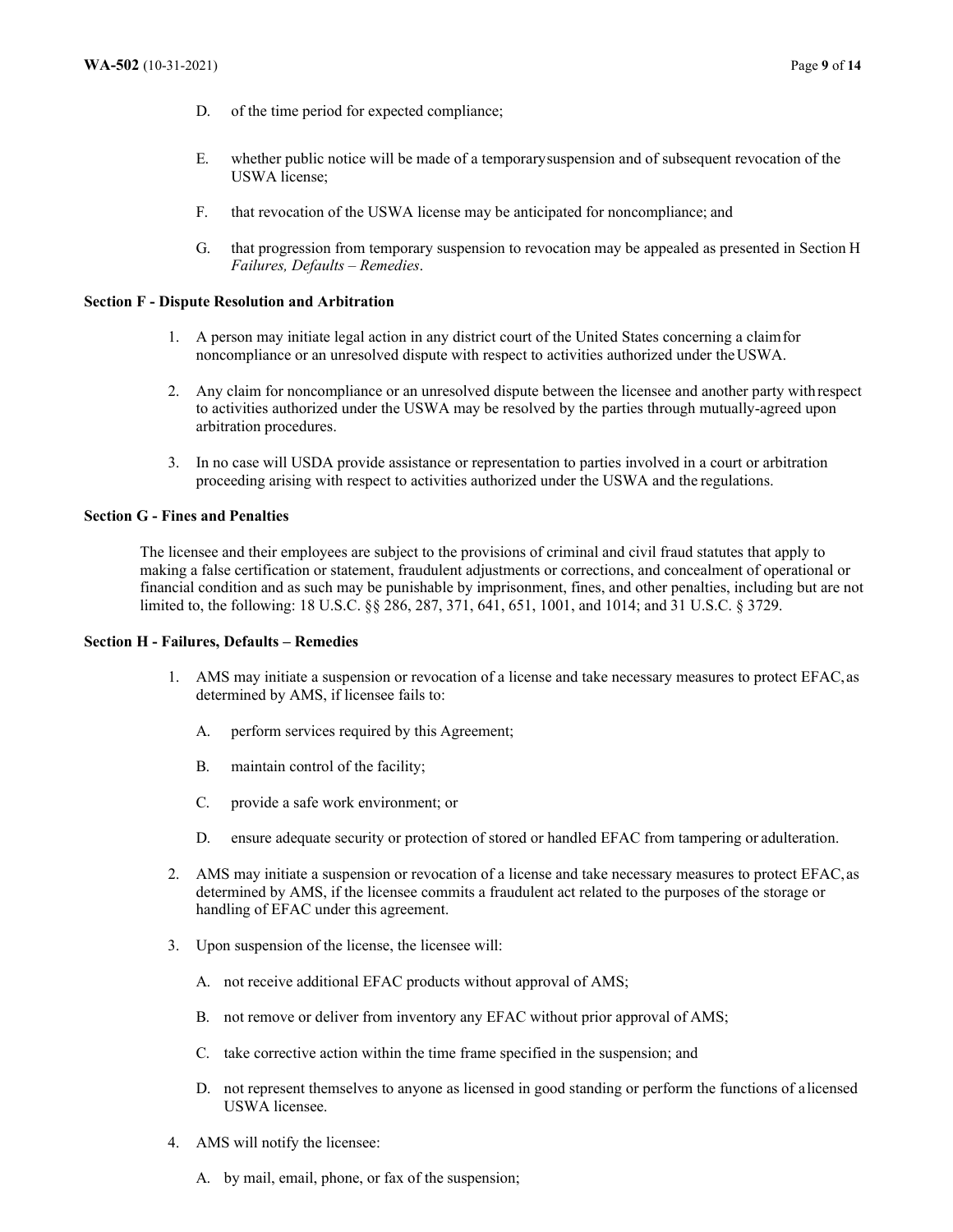D. of the time period for expected compliance;

E. whether public notice will be made of a temporary suspension and of subsequent revocation of the USWA license;

F. that revocation of the USWA license may be anticipated for noncompliance; and

G. that progression from temporary suspension to revocation may be appealed as presented in Section H *Failures, Defaults – Remedies*.

**Section F - Dispute Resolution and Arbitration**

1. A person may initiate legal action in any district court of the United States concerning a claim for noncompliance or an unresolved dispute with respect to activities authorized under the USWA.

2. Any claim for noncompliance or an unresolved dispute between the licensee and another party with respect to activities authorized under the USWA may be resolved by the parties through mutually-agreed upon arbitration procedures.

3. In no case will USDA provide assistance or representation to parties involved in a court or arbitration proceeding arising with respect to activities authorized under the USWA and the regulations.

**Section G - Fines and Penalties**

The licensee and their employees are subject to the provisions of criminal and civil fraud statutes that apply to making a false certification or statement, fraudulent adjustments or corrections, and concealment of operational or financial condition and as such may be punishable by imprisonment, fines, and other penalties, including but are not limited to, the following: 18 U.S.C. §§ 286, 287, 371, 641, 651, 1001, and 1014; and 31 U.S.C. § 3729.

**Section H - Failures, Defaults – Remedies**

1. AMS may initiate a suspension or revocation of a license and take necessary measures to protect EFAC, as determined by AMS, if licensee fails to:

   A. perform services required by this Agreement;

   B. maintain control of the facility;

   C. provide a safe work environment; or

   D. ensure adequate security or protection of stored or handled EFAC from tampering or adulteration.

2. AMS may initiate a suspension or revocation of a license and take necessary measures to protect EFAC, as determined by AMS, if the licensee commits a fraudulent act related to the purposes of the storage or handling of EFAC under this agreement.

3. Upon suspension of the license, the licensee will:

   A. not receive additional EFAC products without approval of AMS;

   B. not remove or deliver from inventory any EFAC without prior approval of AMS;

   C. take corrective action within the time frame specified in the suspension; and

   D. not represent themselves to anyone as licensed in good standing or perform the functions of a licensed USWA licensee.

4. AMS will notify the licensee:

   A. by mail, email, phone, or fax of the suspension;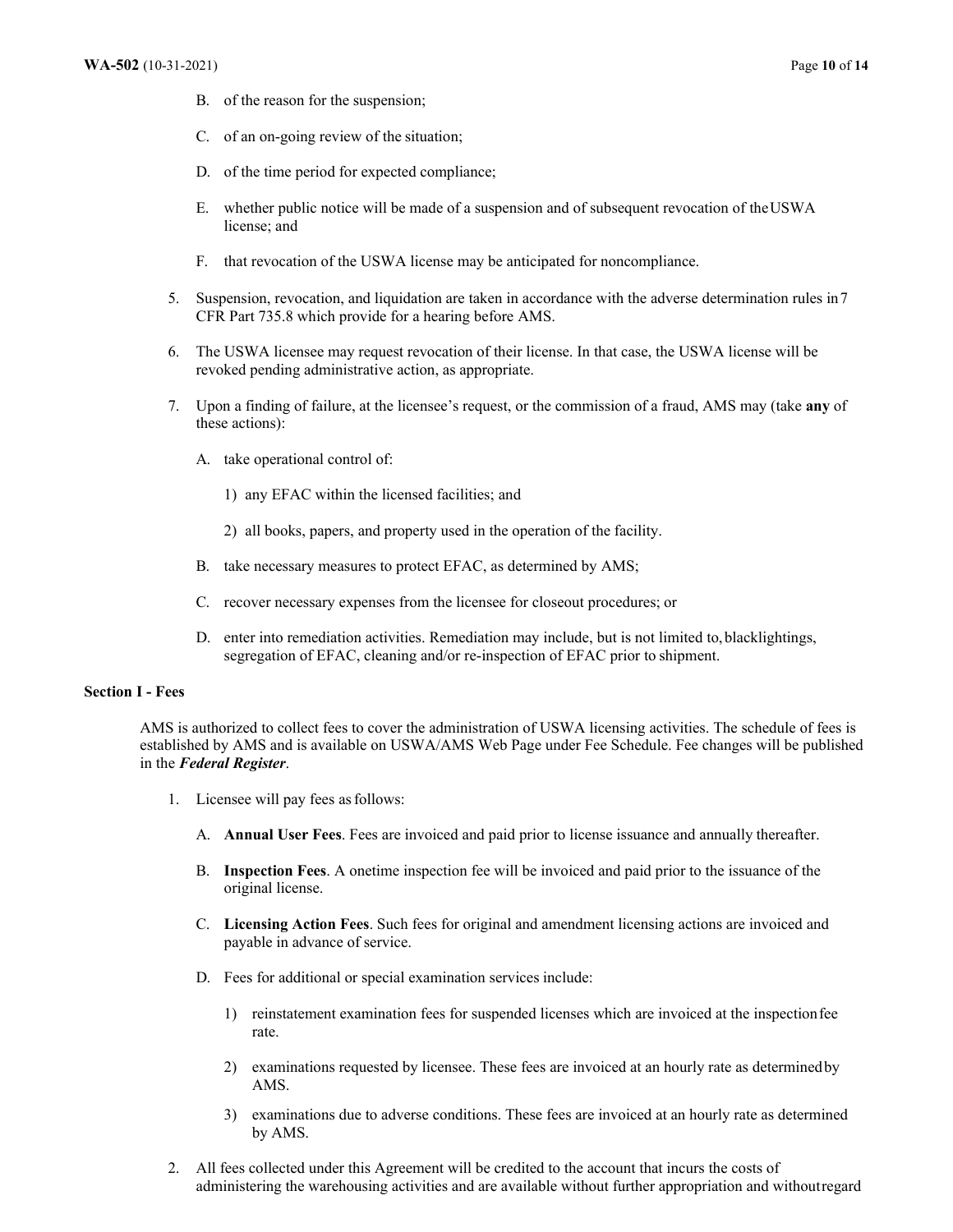B. of the reason for the suspension;

C. of an on-going review of the situation;

D. of the time period for expected compliance;

E. whether public notice will be made of a suspension and of subsequent revocation of the USWA license; and

F. that revocation of the USWA license may be anticipated for noncompliance.

5. Suspension, revocation, and liquidation are taken in accordance with the adverse determination rules in 7 CFR Part 735.8 which provide for a hearing before AMS.

6. The USWA licensee may request revocation of their license. In that case, the USWA license will be revoked pending administrative action, as appropriate.

7. Upon a finding of failure, at the licensee's request, or the commission of a fraud, AMS may (take **any** of these actions):

   A. take operational control of:

      1) any EFAC within the licensed facilities; and

      2) all books, papers, and property used in the operation of the facility.

   B. take necessary measures to protect EFAC, as determined by AMS;

   C. recover necessary expenses from the licensee for closeout procedures; or

   D. enter into remediation activities. Remediation may include, but is not limited to, blacklightings, segregation of EFAC, cleaning and/or re-inspection of EFAC prior to shipment.

**Section I - Fees**

AMS is authorized to collect fees to cover the administration of USWA licensing activities. The schedule of fees is established by AMS and is available on USWA/AMS Web Page under Fee Schedule. Fee changes will be published in the ***Federal Register***.

1. Licensee will pay fees as follows:

   A. **Annual User Fees**. Fees are invoiced and paid prior to license issuance and annually thereafter.

   B. **Inspection Fees**. A onetime inspection fee will be invoiced and paid prior to the issuance of the original license.

   C. **Licensing Action Fees**. Such fees for original and amendment licensing actions are invoiced and payable in advance of service.

   D. Fees for additional or special examination services include:

      1) reinstatement examination fees for suspended licenses which are invoiced at the inspection fee rate.

      2) examinations requested by licensee. These fees are invoiced at an hourly rate as determined by AMS.

      3) examinations due to adverse conditions. These fees are invoiced at an hourly rate as determined by AMS.

2. All fees collected under this Agreement will be credited to the account that incurs the costs of administering the warehousing activities and are available without further appropriation and without regard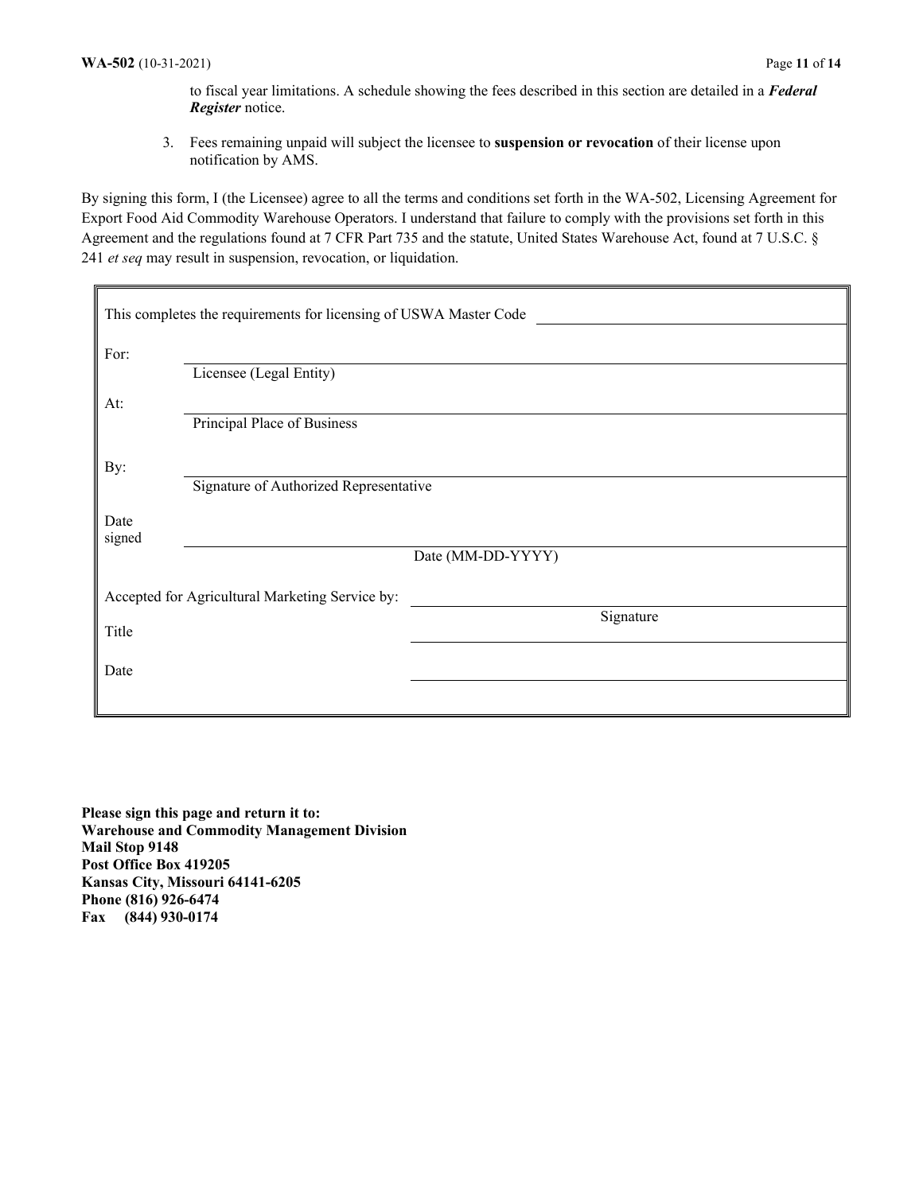to fiscal year limitations. A schedule showing the fees described in this section are detailed in a ***Federal Register*** notice.

3. Fees remaining unpaid will subject the licensee to **suspension or revocation** of their license upon notification by AMS.

By signing this form, I (the Licensee) agree to all the terms and conditions set forth in the WA-502, Licensing Agreement for Export Food Aid Commodity Warehouse Operators. I understand that failure to comply with the provisions set forth in this Agreement and the regulations found at 7 CFR Part 735 and the statute, United States Warehouse Act, found at 7 U.S.C. § 241 *et seq* may result in suspension, revocation, or liquidation.

This completes the requirements for licensing of USWA Master Code ____________________

For: ____________________
Licensee (Legal Entity)

At: ____________________
Principal Place of Business

By: ____________________
Signature of Authorized Representative

Date signed ____________________
Date (MM-DD-YYYY)

Accepted for Agricultural Marketing Service by: ____________________
Signature

Title ____________________

Date ____________________

**Please sign this page and return it to:**
**Warehouse and Commodity Management Division**
**Mail Stop 9148**
**Post Office Box 419205**
**Kansas City, Missouri 64141-6205**
**Phone (816) 926-6474**
**Fax (844) 930-0174**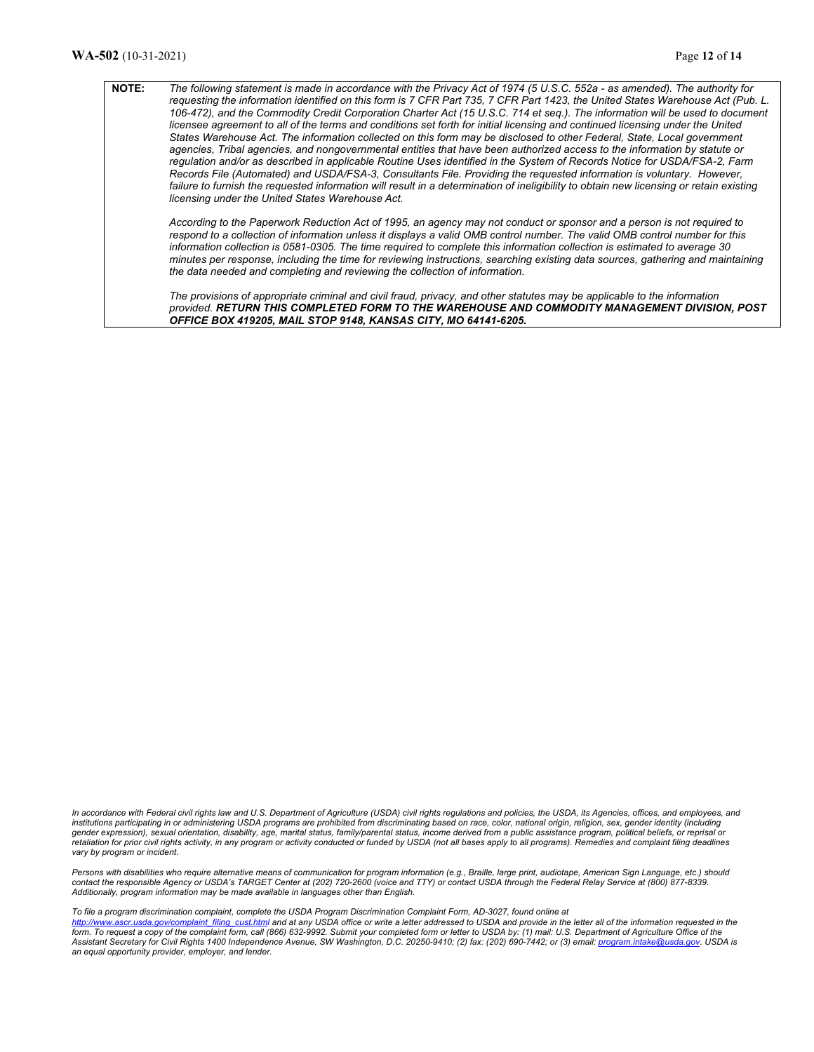**NOTE:** *The following statement is made in accordance with the Privacy Act of 1974 (5 U.S.C. 552a - as amended). The authority for requesting the information identified on this form is 7 CFR Part 735, 7 CFR Part 1423, the United States Warehouse Act (Pub. L. 106-472), and the Commodity Credit Corporation Charter Act (15 U.S.C. 714 et seq.). The information will be used to document licensee agreement to all of the terms and conditions set forth for initial licensing and continued licensing under the United States Warehouse Act. The information collected on this form may be disclosed to other Federal, State, Local government agencies, Tribal agencies, and nongovernmental entities that have been authorized access to the information by statute or regulation and/or as described in applicable Routine Uses identified in the System of Records Notice for USDA/FSA-2, Farm Records File (Automated) and USDA/FSA-3, Consultants File. Providing the requested information is voluntary. However, failure to furnish the requested information will result in a determination of ineligibility to obtain new licensing or retain existing licensing under the United States Warehouse Act.*

*According to the Paperwork Reduction Act of 1995, an agency may not conduct or sponsor and a person is not required to respond to a collection of information unless it displays a valid OMB control number. The valid OMB control number for this information collection is 0581-0305. The time required to complete this information collection is estimated to average 30 minutes per response, including the time for reviewing instructions, searching existing data sources, gathering and maintaining the data needed and completing and reviewing the collection of information.*

*The provisions of appropriate criminal and civil fraud, privacy, and other statutes may be applicable to the information provided.* ***RETURN THIS COMPLETED FORM TO THE WAREHOUSE AND COMMODITY MANAGEMENT DIVISION, POST OFFICE BOX 419205, MAIL STOP 9148, KANSAS CITY, MO 64141-6205.***

*In accordance with Federal civil rights law and U.S. Department of Agriculture (USDA) civil rights regulations and policies, the USDA, its Agencies, offices, and employees, and institutions participating in or administering USDA programs are prohibited from discriminating based on race, color, national origin, religion, sex, gender identity (including gender expression), sexual orientation, disability, age, marital status, family/parental status, income derived from a public assistance program, political beliefs, or reprisal or retaliation for prior civil rights activity, in any program or activity conducted or funded by USDA (not all bases apply to all programs). Remedies and complaint filing deadlines vary by program or incident.*

*Persons with disabilities who require alternative means of communication for program information (e.g., Braille, large print, audiotape, American Sign Language, etc.) should contact the responsible Agency or USDA's TARGET Center at (202) 720-2600 (voice and TTY) or contact USDA through the Federal Relay Service at (800) 877-8339. Additionally, program information may be made available in languages other than English.*

*To file a program discrimination complaint, complete the USDA Program Discrimination Complaint Form, AD-3027, found online at http://www.ascr.usda.gov/complaint_filing_cust.html and at any USDA office or write a letter addressed to USDA and provide in the letter all of the information requested in the form. To request a copy of the complaint form, call (866) 632-9992. Submit your completed form or letter to USDA by: (1) mail: U.S. Department of Agriculture Office of the Assistant Secretary for Civil Rights 1400 Independence Avenue, SW Washington, D.C. 20250-9410; (2) fax: (202) 690-7442; or (3) email: program.intake@usda.gov. USDA is an equal opportunity provider, employer, and lender.*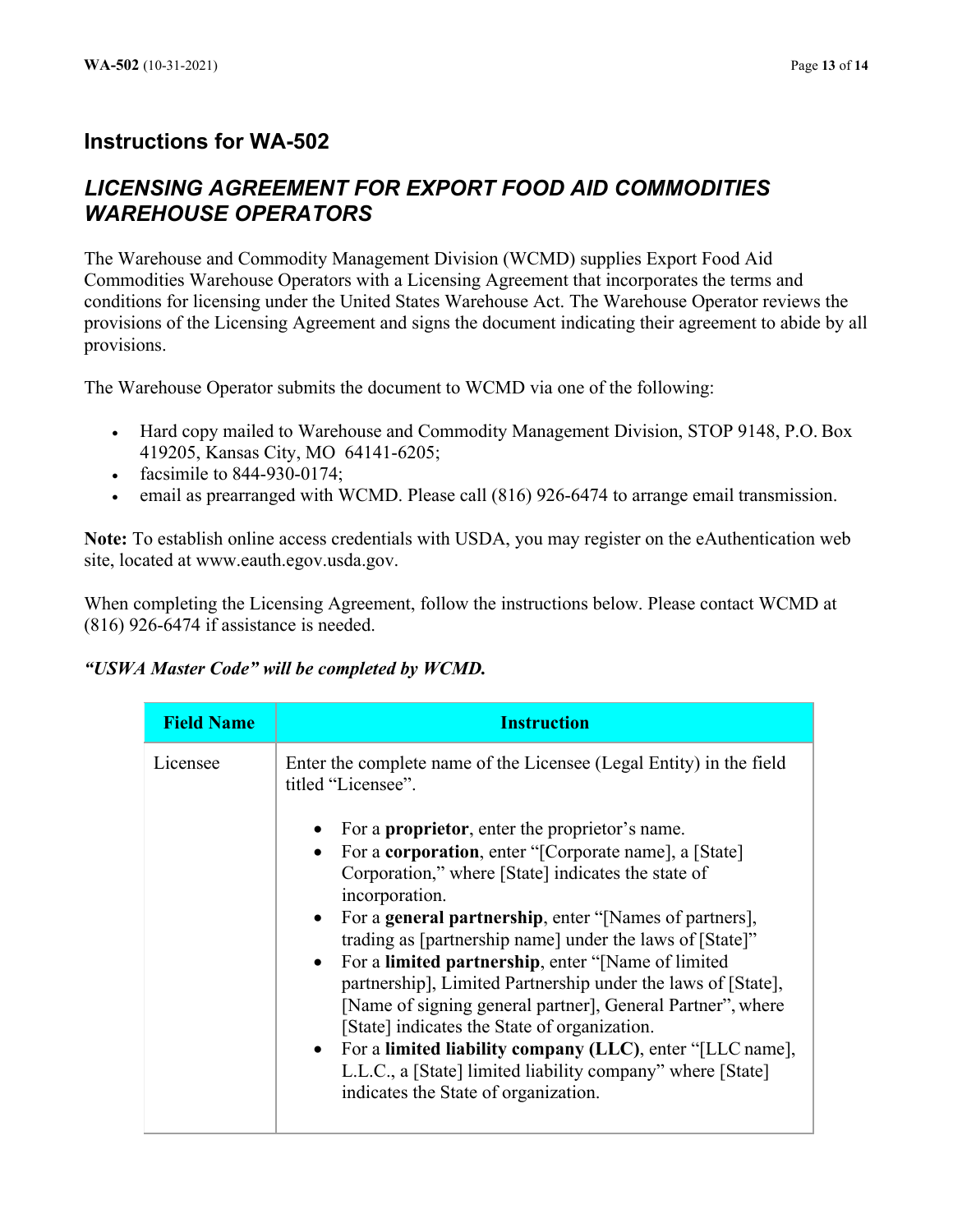## Instructions for WA-502

### *LICENSING AGREEMENT FOR EXPORT FOOD AID COMMODITIES WAREHOUSE OPERATORS*

The Warehouse and Commodity Management Division (WCMD) supplies Export Food Aid Commodities Warehouse Operators with a Licensing Agreement that incorporates the terms and conditions for licensing under the United States Warehouse Act. The Warehouse Operator reviews the provisions of the Licensing Agreement and signs the document indicating their agreement to abide by all provisions.

The Warehouse Operator submits the document to WCMD via one of the following:

- Hard copy mailed to Warehouse and Commodity Management Division, STOP 9148, P.O. Box 419205, Kansas City, MO 64141-6205;
- facsimile to 844-930-0174;
- email as prearranged with WCMD. Please call (816) 926-6474 to arrange email transmission.

**Note:** To establish online access credentials with USDA, you may register on the eAuthentication web site, located at www.eauth.egov.usda.gov.

When completing the Licensing Agreement, follow the instructions below. Please contact WCMD at (816) 926-6474 if assistance is needed.

***"USWA Master Code" will be completed by WCMD.***

| Field Name | Instruction |
|---|---|
| Licensee | Enter the complete name of the Licensee (Legal Entity) in the field titled "Licensee".<br><br>• For a **proprietor**, enter the proprietor's name.<br>• For a **corporation**, enter "[Corporate name], a [State] Corporation," where [State] indicates the state of incorporation.<br>• For a **general partnership**, enter "[Names of partners], trading as [partnership name] under the laws of [State]"<br>• For a **limited partnership**, enter "[Name of limited partnership], Limited Partnership under the laws of [State], [Name of signing general partner], General Partner", where [State] indicates the State of organization.<br>• For a **limited liability company (LLC)**, enter "[LLC name], L.L.C., a [State] limited liability company" where [State] indicates the State of organization. |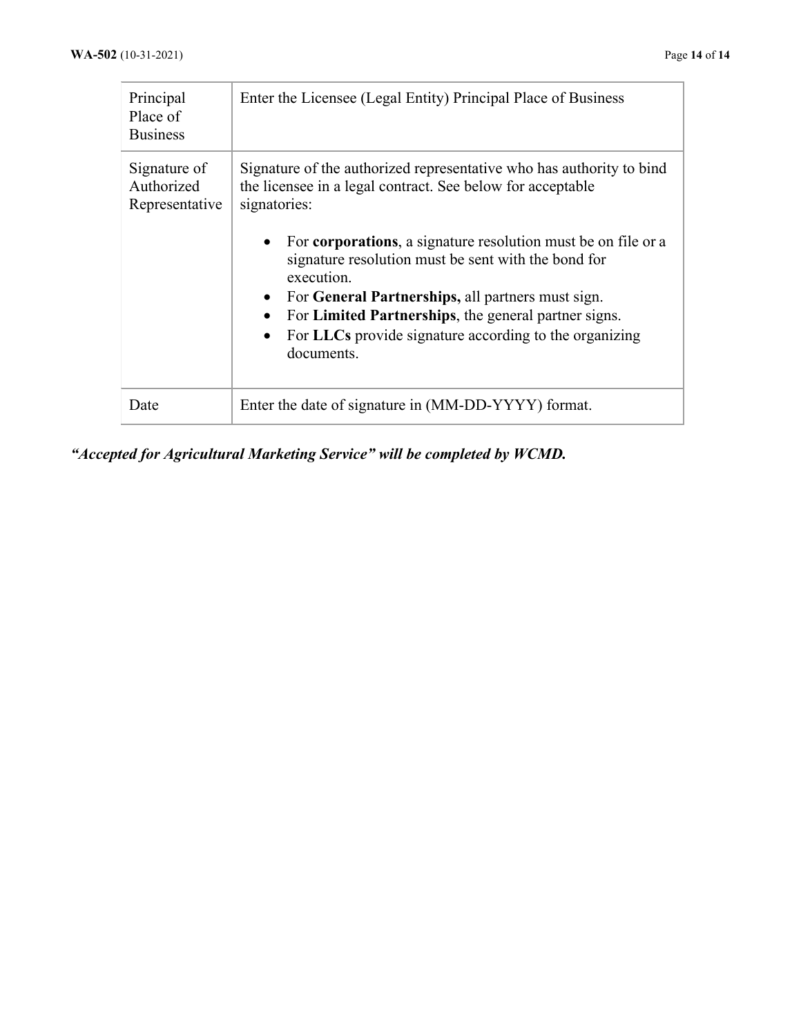| | |
|---|---|
| Principal Place of Business | Enter the Licensee (Legal Entity) Principal Place of Business |
| Signature of Authorized Representative | Signature of the authorized representative who has authority to bind the licensee in a legal contract. See below for acceptable signatories:<br><br>• For **corporations**, a signature resolution must be on file or a signature resolution must be sent with the bond for execution.<br>• For **General Partnerships,** all partners must sign.<br>• For **Limited Partnerships**, the general partner signs.<br>• For **LLCs** provide signature according to the organizing documents. |
| Date | Enter the date of signature in (MM-DD-YYYY) format. |

***"Accepted for Agricultural Marketing Service" will be completed by WCMD.***